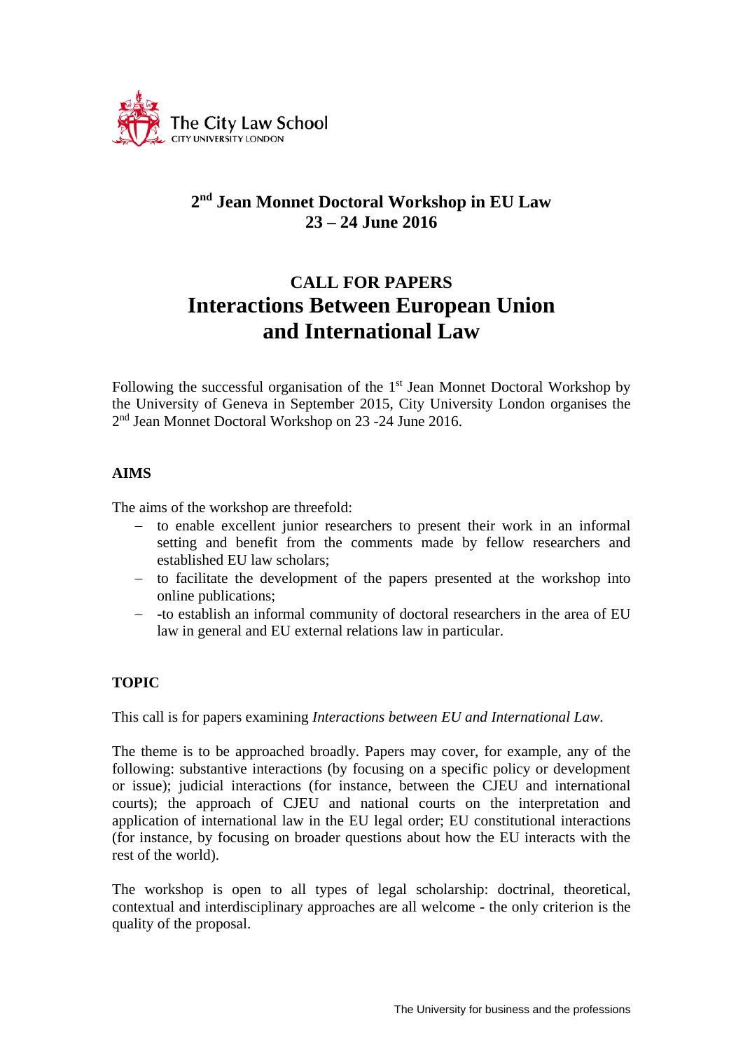The City Law School
CITY UNIVERSITY LONDON

# 2nd Jean Monnet Doctoral Workshop in EU Law
## 23 – 24 June 2016

## CALL FOR PAPERS
# Interactions Between European Union and International Law

Following the successful organisation of the 1st Jean Monnet Doctoral Workshop by the University of Geneva in September 2015, City University London organises the 2nd Jean Monnet Doctoral Workshop on 23 -24 June 2016.

### AIMS

The aims of the workshop are threefold:

- to enable excellent junior researchers to present their work in an informal setting and benefit from the comments made by fellow researchers and established EU law scholars;
- to facilitate the development of the papers presented at the workshop into online publications;
- -to establish an informal community of doctoral researchers in the area of EU law in general and EU external relations law in particular.

### TOPIC

This call is for papers examining *Interactions between EU and International Law*.

The theme is to be approached broadly. Papers may cover, for example, any of the following: substantive interactions (by focusing on a specific policy or development or issue); judicial interactions (for instance, between the CJEU and international courts); the approach of CJEU and national courts on the interpretation and application of international law in the EU legal order; EU constitutional interactions (for instance, by focusing on broader questions about how the EU interacts with the rest of the world).

The workshop is open to all types of legal scholarship: doctrinal, theoretical, contextual and interdisciplinary approaches are all welcome - the only criterion is the quality of the proposal.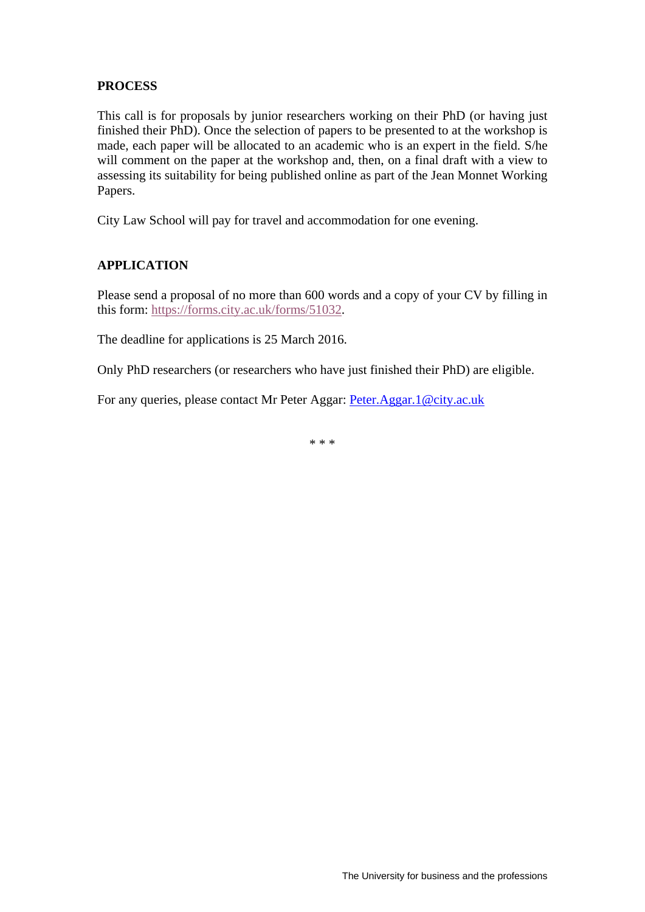**PROCESS**

This call is for proposals by junior researchers working on their PhD (or having just finished their PhD). Once the selection of papers to be presented to at the workshop is made, each paper will be allocated to an academic who is an expert in the field. S/he will comment on the paper at the workshop and, then, on a final draft with a view to assessing its suitability for being published online as part of the Jean Monnet Working Papers.

City Law School will pay for travel and accommodation for one evening.

**APPLICATION**

Please send a proposal of no more than 600 words and a copy of your CV by filling in this form: https://forms.city.ac.uk/forms/51032.

The deadline for applications is 25 March 2016.

Only PhD researchers (or researchers who have just finished their PhD) are eligible.

For any queries, please contact Mr Peter Aggar: Peter.Aggar.1@city.ac.uk

\* \* \*

The University for business and the professions